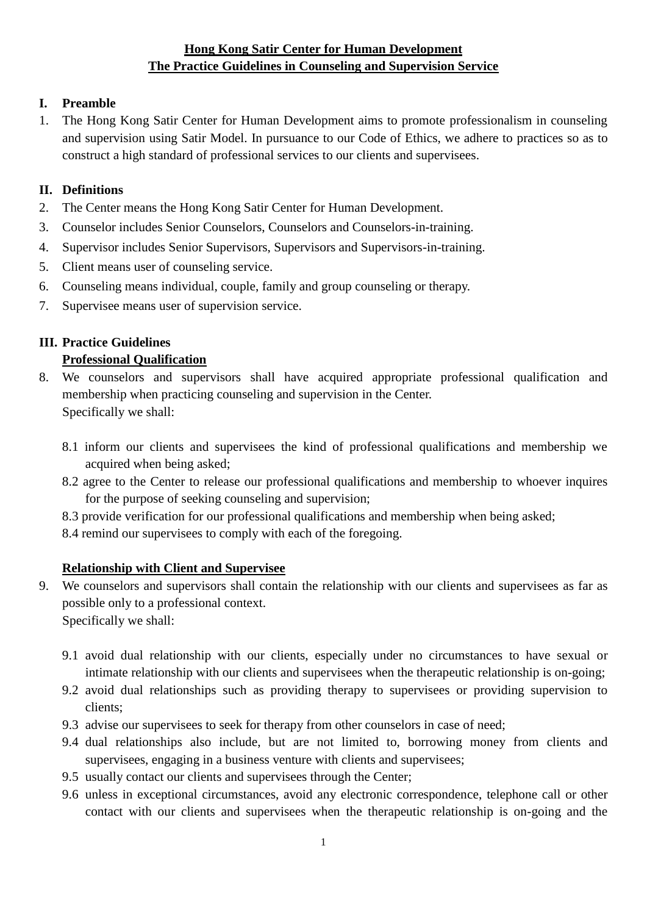# Hong Kong Satir Center for Human Development
# The Practice Guidelines in Counseling and Supervision Service

## I. Preamble

1. The Hong Kong Satir Center for Human Development aims to promote professionalism in counseling and supervision using Satir Model. In pursuance to our Code of Ethics, we adhere to practices so as to construct a high standard of professional services to our clients and supervisees.

## II. Definitions

2. The Center means the Hong Kong Satir Center for Human Development.
3. Counselor includes Senior Counselors, Counselors and Counselors-in-training.
4. Supervisor includes Senior Supervisors, Supervisors and Supervisors-in-training.
5. Client means user of counseling service.
6. Counseling means individual, couple, family and group counseling or therapy.
7. Supervisee means user of supervision service.

## III. Practice Guidelines

### Professional Qualification

8. We counselors and supervisors shall have acquired appropriate professional qualification and membership when practicing counseling and supervision in the Center.
   Specifically we shall:

   8.1 inform our clients and supervisees the kind of professional qualifications and membership we acquired when being asked;
   8.2 agree to the Center to release our professional qualifications and membership to whoever inquires for the purpose of seeking counseling and supervision;
   8.3 provide verification for our professional qualifications and membership when being asked;
   8.4 remind our supervisees to comply with each of the foregoing.

### Relationship with Client and Supervisee

9. We counselors and supervisors shall contain the relationship with our clients and supervisees as far as possible only to a professional context.
   Specifically we shall:

   9.1 avoid dual relationship with our clients, especially under no circumstances to have sexual or intimate relationship with our clients and supervisees when the therapeutic relationship is on-going;
   9.2 avoid dual relationships such as providing therapy to supervisees or providing supervision to clients;
   9.3 advise our supervisees to seek for therapy from other counselors in case of need;
   9.4 dual relationships also include, but are not limited to, borrowing money from clients and supervisees, engaging in a business venture with clients and supervisees;
   9.5 usually contact our clients and supervisees through the Center;
   9.6 unless in exceptional circumstances, avoid any electronic correspondence, telephone call or other contact with our clients and supervisees when the therapeutic relationship is on-going and the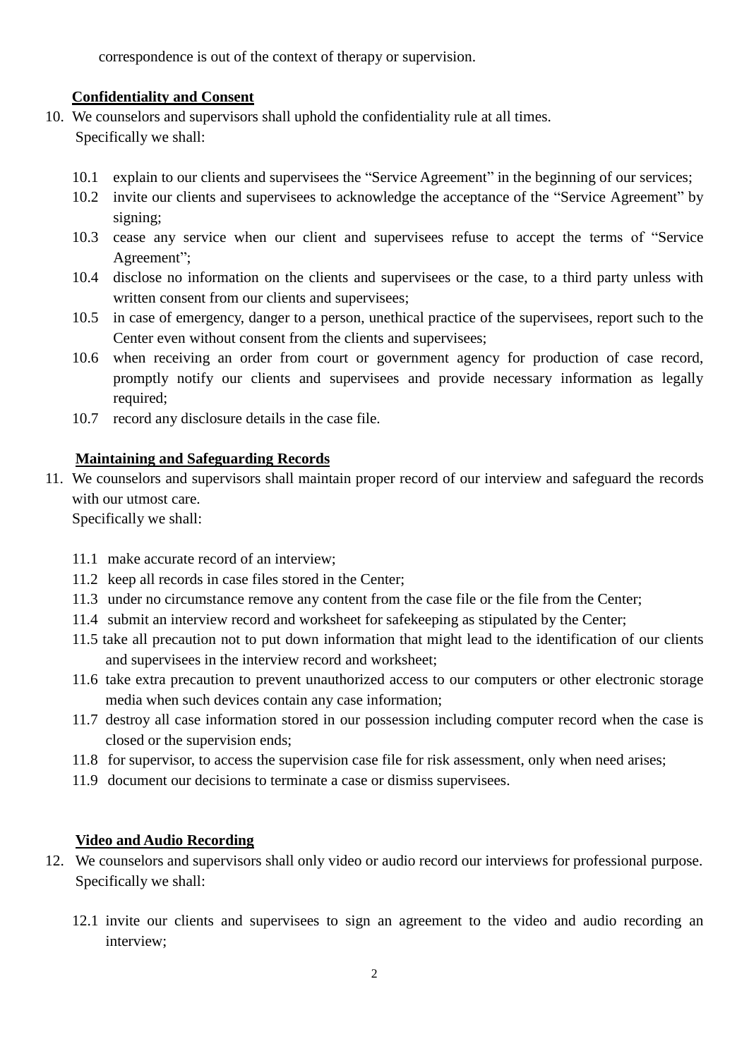correspondence is out of the context of therapy or supervision.

**Confidentiality and Consent**

10. We counselors and supervisors shall uphold the confidentiality rule at all times.
    Specifically we shall:

    10.1 explain to our clients and supervisees the "Service Agreement" in the beginning of our services;
    10.2 invite our clients and supervisees to acknowledge the acceptance of the "Service Agreement" by signing;
    10.3 cease any service when our client and supervisees refuse to accept the terms of "Service Agreement";
    10.4 disclose no information on the clients and supervisees or the case, to a third party unless with written consent from our clients and supervisees;
    10.5 in case of emergency, danger to a person, unethical practice of the supervisees, report such to the Center even without consent from the clients and supervisees;
    10.6 when receiving an order from court or government agency for production of case record, promptly notify our clients and supervisees and provide necessary information as legally required;
    10.7 record any disclosure details in the case file.

**Maintaining and Safeguarding Records**

11. We counselors and supervisors shall maintain proper record of our interview and safeguard the records with our utmost care.
    Specifically we shall:

    11.1 make accurate record of an interview;
    11.2 keep all records in case files stored in the Center;
    11.3 under no circumstance remove any content from the case file or the file from the Center;
    11.4 submit an interview record and worksheet for safekeeping as stipulated by the Center;
    11.5 take all precaution not to put down information that might lead to the identification of our clients and supervisees in the interview record and worksheet;
    11.6 take extra precaution to prevent unauthorized access to our computers or other electronic storage media when such devices contain any case information;
    11.7 destroy all case information stored in our possession including computer record when the case is closed or the supervision ends;
    11.8 for supervisor, to access the supervision case file for risk assessment, only when need arises;
    11.9 document our decisions to terminate a case or dismiss supervisees.

**Video and Audio Recording**

12. We counselors and supervisors shall only video or audio record our interviews for professional purpose.
    Specifically we shall:

    12.1 invite our clients and supervisees to sign an agreement to the video and audio recording an interview;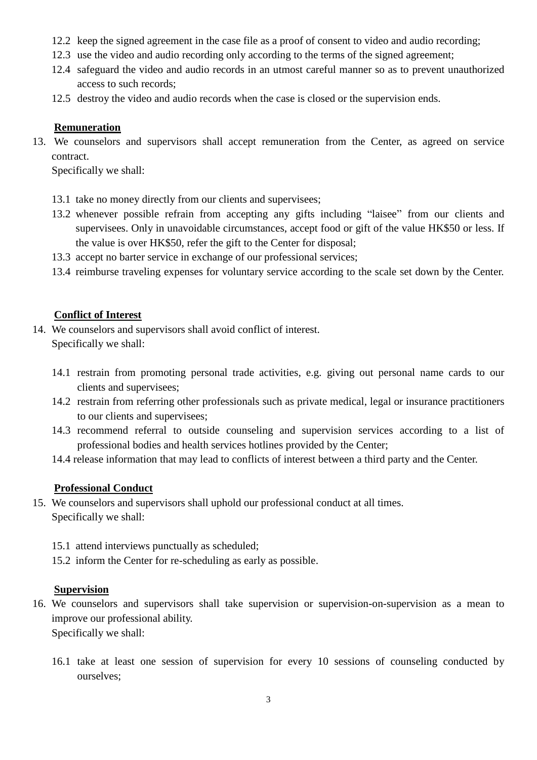12.2 keep the signed agreement in the case file as a proof of consent to video and audio recording;
12.3 use the video and audio recording only according to the terms of the signed agreement;
12.4 safeguard the video and audio records in an utmost careful manner so as to prevent unauthorized access to such records;
12.5 destroy the video and audio records when the case is closed or the supervision ends.

**Remuneration**

13. We counselors and supervisors shall accept remuneration from the Center, as agreed on service contract.
Specifically we shall:

13.1 take no money directly from our clients and supervisees;
13.2 whenever possible refrain from accepting any gifts including "laisee" from our clients and supervisees. Only in unavoidable circumstances, accept food or gift of the value HK$50 or less. If the value is over HK$50, refer the gift to the Center for disposal;
13.3 accept no barter service in exchange of our professional services;
13.4 reimburse traveling expenses for voluntary service according to the scale set down by the Center.

**Conflict of Interest**

14. We counselors and supervisors shall avoid conflict of interest.
Specifically we shall:

14.1 restrain from promoting personal trade activities, e.g. giving out personal name cards to our clients and supervisees;
14.2 restrain from referring other professionals such as private medical, legal or insurance practitioners to our clients and supervisees;
14.3 recommend referral to outside counseling and supervision services according to a list of professional bodies and health services hotlines provided by the Center;
14.4 release information that may lead to conflicts of interest between a third party and the Center.

**Professional Conduct**

15. We counselors and supervisors shall uphold our professional conduct at all times.
Specifically we shall:

15.1 attend interviews punctually as scheduled;
15.2 inform the Center for re-scheduling as early as possible.

**Supervision**

16. We counselors and supervisors shall take supervision or supervision-on-supervision as a mean to improve our professional ability.
Specifically we shall:

16.1 take at least one session of supervision for every 10 sessions of counseling conducted by ourselves;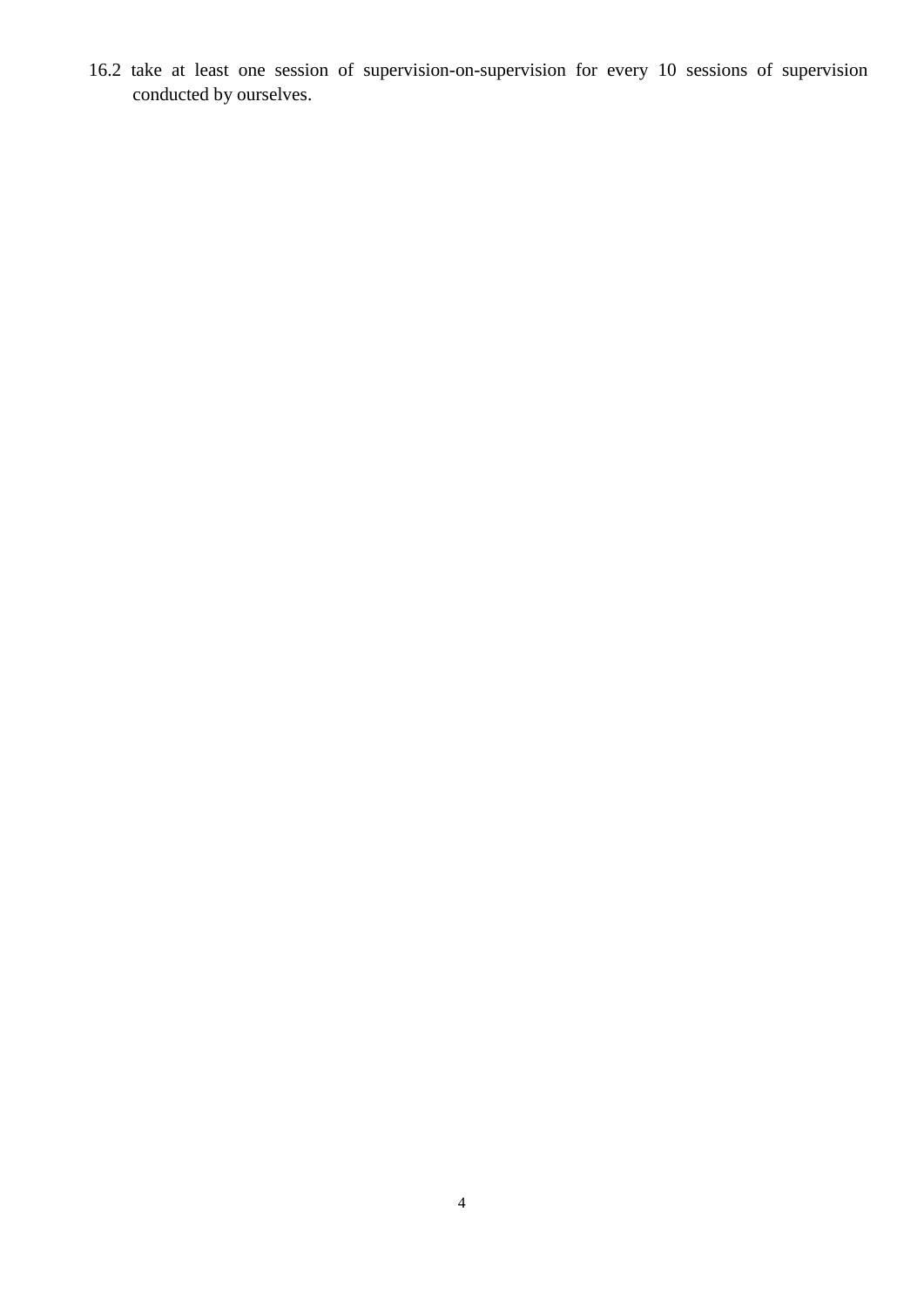16.2 take at least one session of supervision-on-supervision for every 10 sessions of supervision conducted by ourselves.